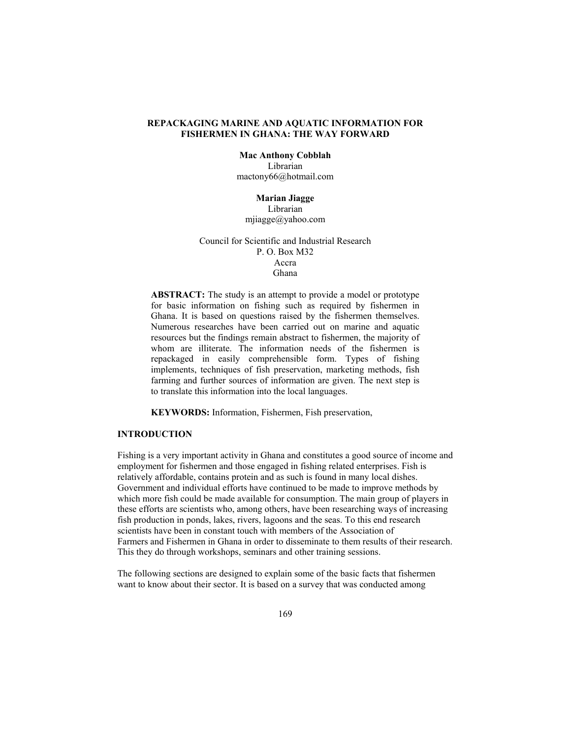# REPACKAGING MARINE AND AQUATIC INFORMATION FOR FISHERMEN IN GHANA: THE WAY FORWARD

**Mac Anthony Cobblah**
Librarian
mactony66@hotmail.com

**Marian Jiagge**
Librarian
mjiagge@yahoo.com

Council for Scientific and Industrial Research
P. O. Box M32
Accra
Ghana

**ABSTRACT:** The study is an attempt to provide a model or prototype for basic information on fishing such as required by fishermen in Ghana. It is based on questions raised by the fishermen themselves. Numerous researches have been carried out on marine and aquatic resources but the findings remain abstract to fishermen, the majority of whom are illiterate. The information needs of the fishermen is repackaged in easily comprehensible form. Types of fishing implements, techniques of fish preservation, marketing methods, fish farming and further sources of information are given. The next step is to translate this information into the local languages.

**KEYWORDS:** Information, Fishermen, Fish preservation,

## INTRODUCTION

Fishing is a very important activity in Ghana and constitutes a good source of income and employment for fishermen and those engaged in fishing related enterprises. Fish is relatively affordable, contains protein and as such is found in many local dishes. Government and individual efforts have continued to be made to improve methods by which more fish could be made available for consumption. The main group of players in these efforts are scientists who, among others, have been researching ways of increasing fish production in ponds, lakes, rivers, lagoons and the seas. To this end research scientists have been in constant touch with members of the Association of Farmers and Fishermen in Ghana in order to disseminate to them results of their research. This they do through workshops, seminars and other training sessions.

The following sections are designed to explain some of the basic facts that fishermen want to know about their sector. It is based on a survey that was conducted among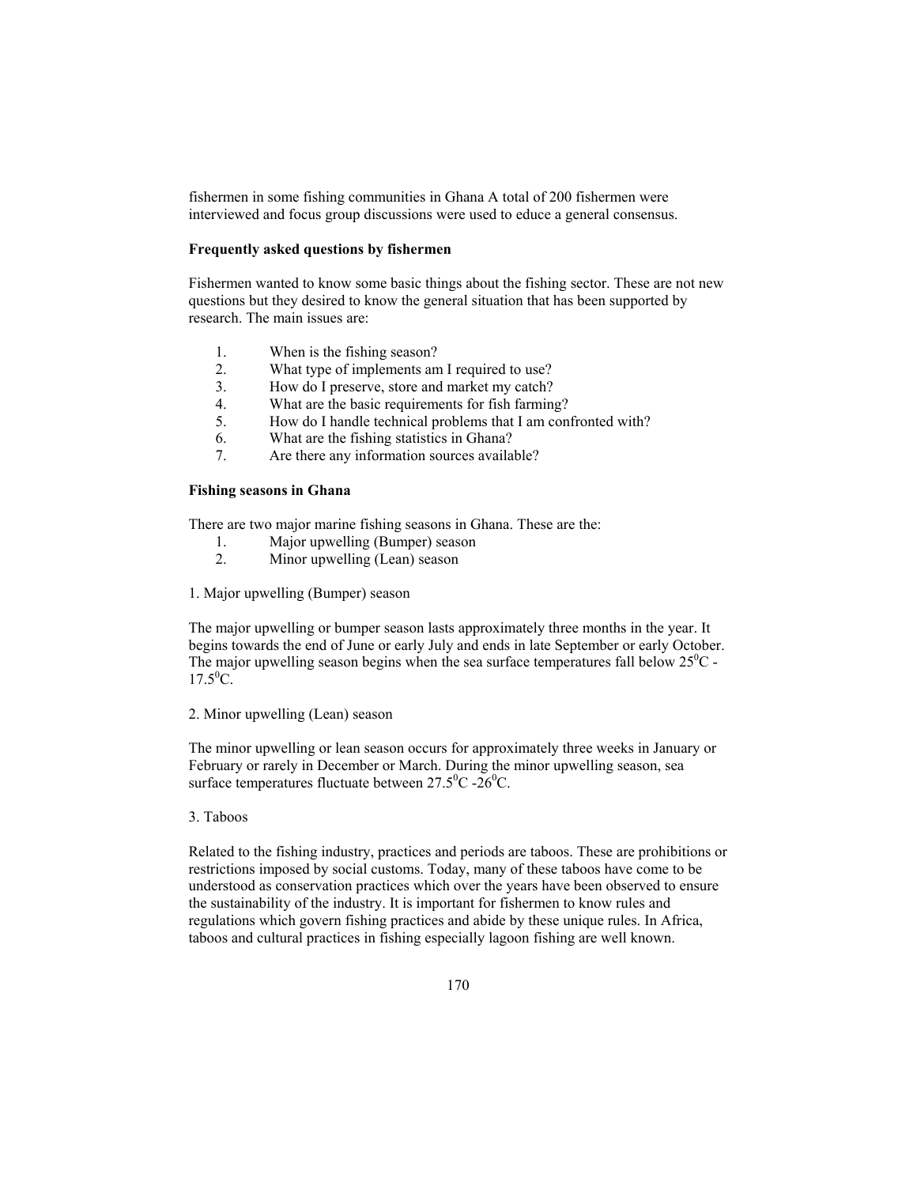fishermen in some fishing communities in Ghana A total of 200 fishermen were interviewed and focus group discussions were used to educe a general consensus.

**Frequently asked questions by fishermen**

Fishermen wanted to know some basic things about the fishing sector. These are not new questions but they desired to know the general situation that has been supported by research. The main issues are:

1. When is the fishing season?
2. What type of implements am I required to use?
3. How do I preserve, store and market my catch?
4. What are the basic requirements for fish farming?
5. How do I handle technical problems that I am confronted with?
6. What are the fishing statistics in Ghana?
7. Are there any information sources available?

**Fishing seasons in Ghana**

There are two major marine fishing seasons in Ghana. These are the:

1. Major upwelling (Bumper) season
2. Minor upwelling (Lean) season

1. Major upwelling (Bumper) season

The major upwelling or bumper season lasts approximately three months in the year. It begins towards the end of June or early July and ends in late September or early October. The major upwelling season begins when the sea surface temperatures fall below $25^0$C - $17.5^0$C.

2. Minor upwelling (Lean) season

The minor upwelling or lean season occurs for approximately three weeks in January or February or rarely in December or March. During the minor upwelling season, sea surface temperatures fluctuate between $27.5^0$C -$26^0$C.

3. Taboos

Related to the fishing industry, practices and periods are taboos. These are prohibitions or restrictions imposed by social customs. Today, many of these taboos have come to be understood as conservation practices which over the years have been observed to ensure the sustainability of the industry. It is important for fishermen to know rules and regulations which govern fishing practices and abide by these unique rules. In Africa, taboos and cultural practices in fishing especially lagoon fishing are well known.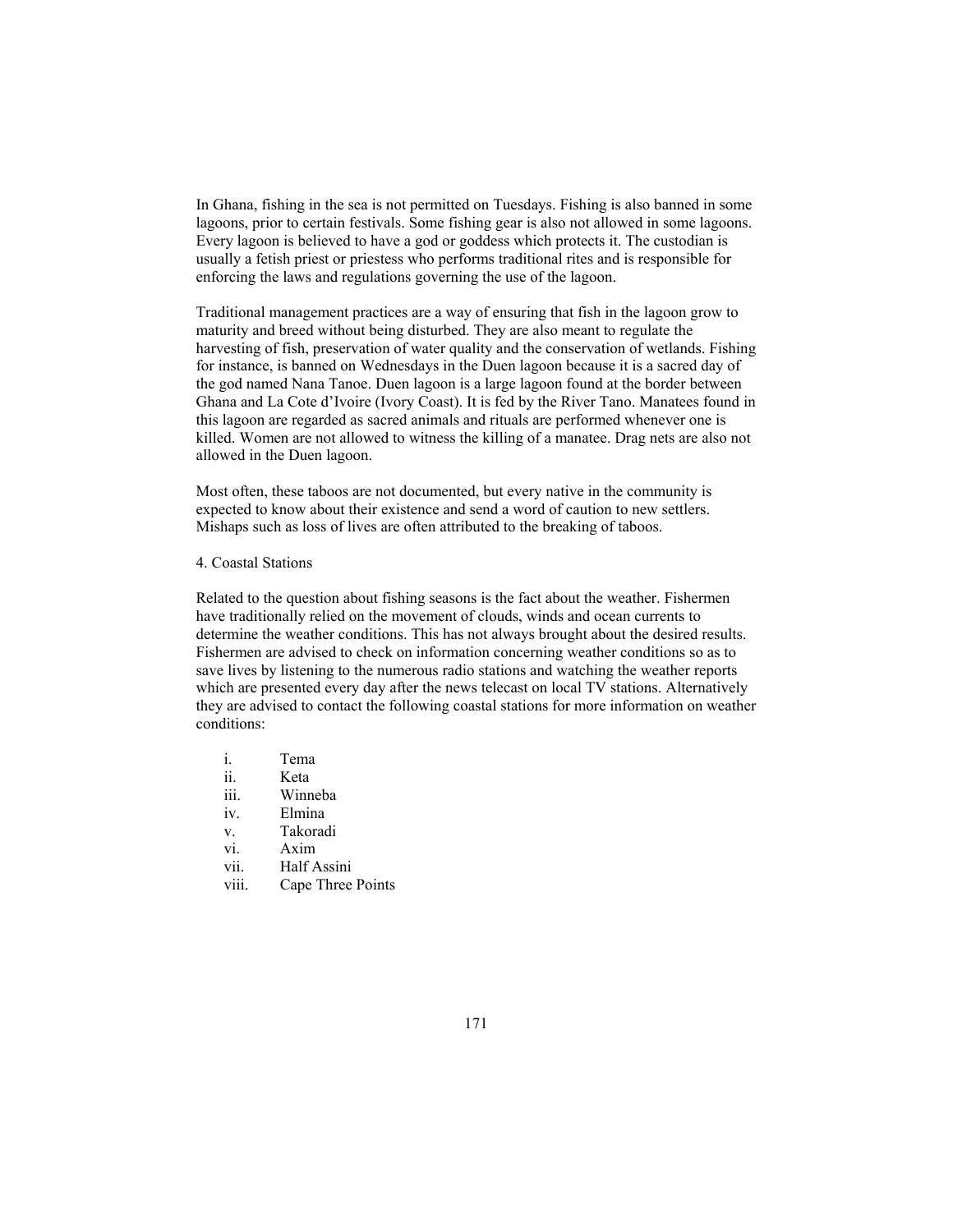In Ghana, fishing in the sea is not permitted on Tuesdays. Fishing is also banned in some lagoons, prior to certain festivals. Some fishing gear is also not allowed in some lagoons. Every lagoon is believed to have a god or goddess which protects it. The custodian is usually a fetish priest or priestess who performs traditional rites and is responsible for enforcing the laws and regulations governing the use of the lagoon.

Traditional management practices are a way of ensuring that fish in the lagoon grow to maturity and breed without being disturbed. They are also meant to regulate the harvesting of fish, preservation of water quality and the conservation of wetlands. Fishing for instance, is banned on Wednesdays in the Duen lagoon because it is a sacred day of the god named Nana Tanoe. Duen lagoon is a large lagoon found at the border between Ghana and La Cote d'Ivoire (Ivory Coast). It is fed by the River Tano. Manatees found in this lagoon are regarded as sacred animals and rituals are performed whenever one is killed. Women are not allowed to witness the killing of a manatee. Drag nets are also not allowed in the Duen lagoon.

Most often, these taboos are not documented, but every native in the community is expected to know about their existence and send a word of caution to new settlers. Mishaps such as loss of lives are often attributed to the breaking of taboos.

4. Coastal Stations

Related to the question about fishing seasons is the fact about the weather. Fishermen have traditionally relied on the movement of clouds, winds and ocean currents to determine the weather conditions. This has not always brought about the desired results. Fishermen are advised to check on information concerning weather conditions so as to save lives by listening to the numerous radio stations and watching the weather reports which are presented every day after the news telecast on local TV stations. Alternatively they are advised to contact the following coastal stations for more information on weather conditions:

i. Tema
ii. Keta
iii. Winneba
iv. Elmina
v. Takoradi
vi. Axim
vii. Half Assini
viii. Cape Three Points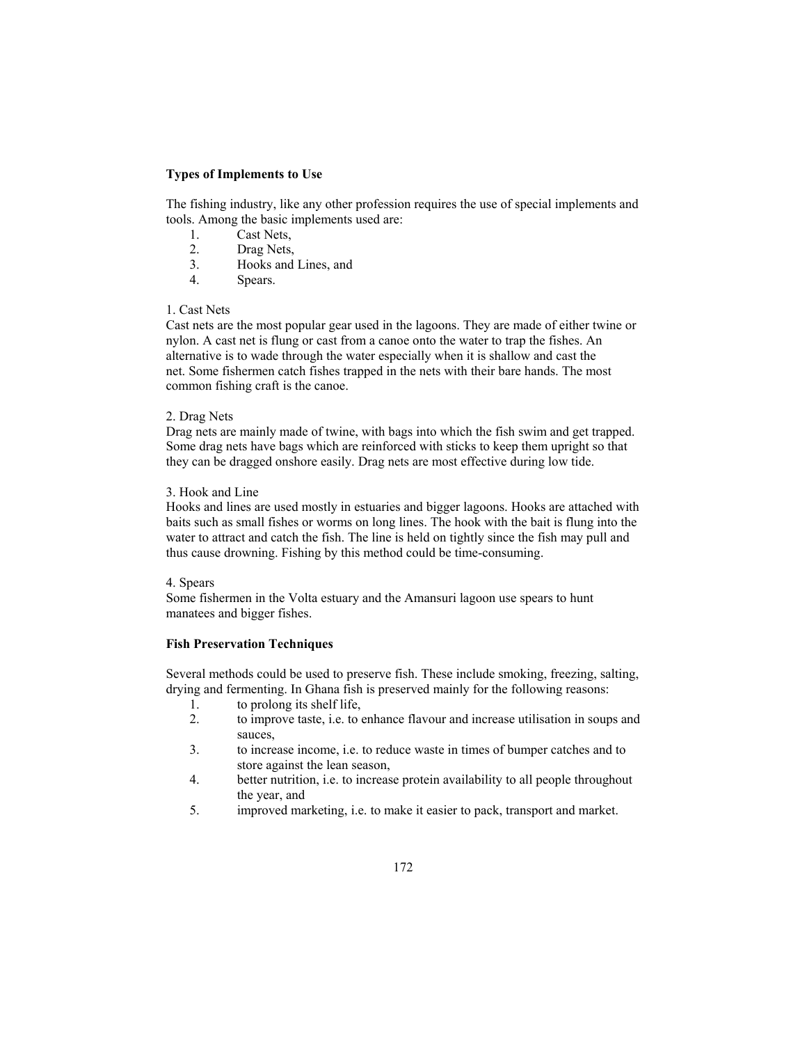**Types of Implements to Use**

The fishing industry, like any other profession requires the use of special implements and tools. Among the basic implements used are:

1. Cast Nets,
2. Drag Nets,
3. Hooks and Lines, and
4. Spears.

1. Cast Nets
Cast nets are the most popular gear used in the lagoons. They are made of either twine or nylon. A cast net is flung or cast from a canoe onto the water to trap the fishes. An alternative is to wade through the water especially when it is shallow and cast the net. Some fishermen catch fishes trapped in the nets with their bare hands. The most common fishing craft is the canoe.

2. Drag Nets
Drag nets are mainly made of twine, with bags into which the fish swim and get trapped. Some drag nets have bags which are reinforced with sticks to keep them upright so that they can be dragged onshore easily. Drag nets are most effective during low tide.

3. Hook and Line
Hooks and lines are used mostly in estuaries and bigger lagoons. Hooks are attached with baits such as small fishes or worms on long lines. The hook with the bait is flung into the water to attract and catch the fish. The line is held on tightly since the fish may pull and thus cause drowning. Fishing by this method could be time-consuming.

4. Spears
Some fishermen in the Volta estuary and the Amansuri lagoon use spears to hunt manatees and bigger fishes.

**Fish Preservation Techniques**

Several methods could be used to preserve fish. These include smoking, freezing, salting, drying and fermenting. In Ghana fish is preserved mainly for the following reasons:

1. to prolong its shelf life,
2. to improve taste, i.e. to enhance flavour and increase utilisation in soups and sauces,
3. to increase income, i.e. to reduce waste in times of bumper catches and to store against the lean season,
4. better nutrition, i.e. to increase protein availability to all people throughout the year, and
5. improved marketing, i.e. to make it easier to pack, transport and market.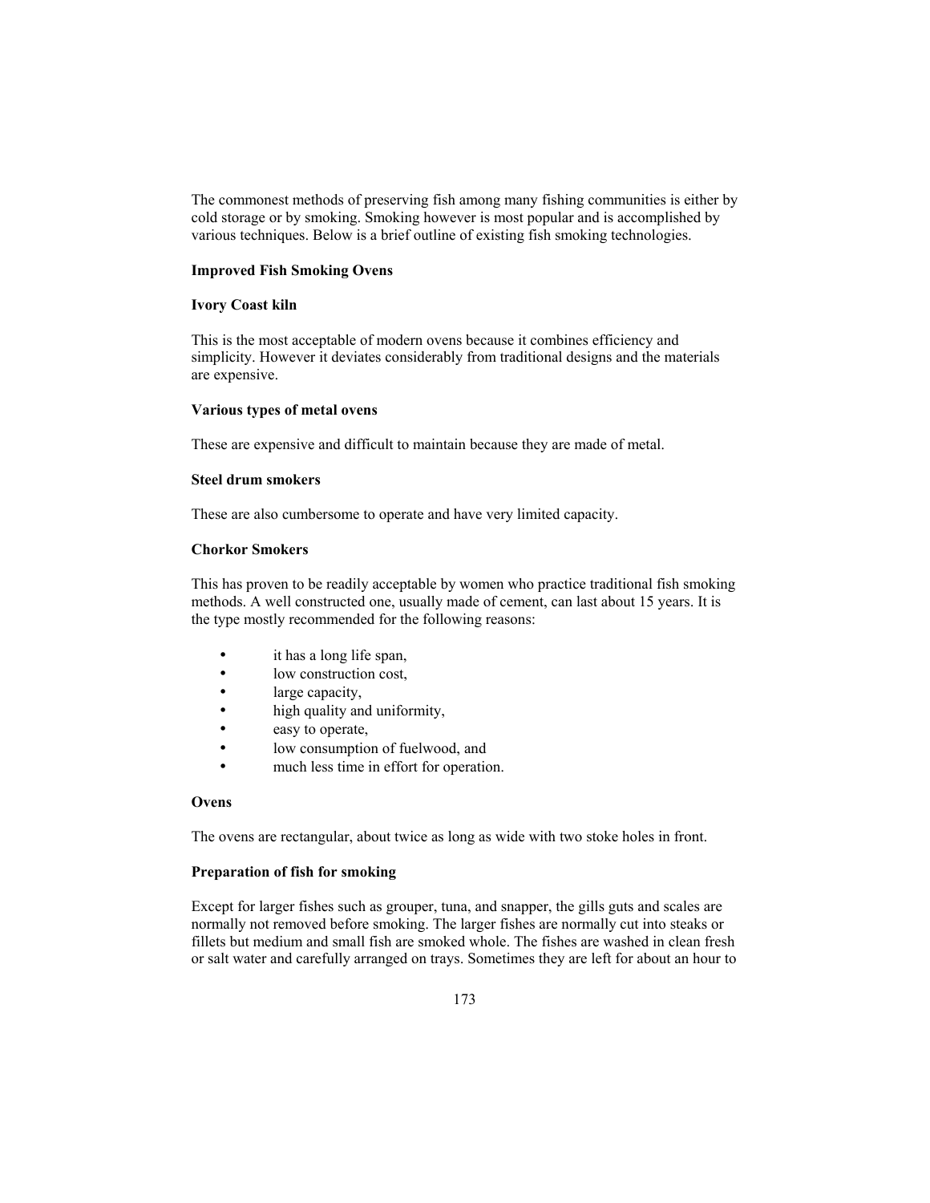The commonest methods of preserving fish among many fishing communities is either by cold storage or by smoking. Smoking however is most popular and is accomplished by various techniques. Below is a brief outline of existing fish smoking technologies.

**Improved Fish Smoking Ovens**

**Ivory Coast kiln**

This is the most acceptable of modern ovens because it combines efficiency and simplicity. However it deviates considerably from traditional designs and the materials are expensive.

**Various types of metal ovens**

These are expensive and difficult to maintain because they are made of metal.

**Steel drum smokers**

These are also cumbersome to operate and have very limited capacity.

**Chorkor Smokers**

This has proven to be readily acceptable by women who practice traditional fish smoking methods. A well constructed one, usually made of cement, can last about 15 years. It is the type mostly recommended for the following reasons:

- it has a long life span,
- low construction cost,
- large capacity,
- high quality and uniformity,
- easy to operate,
- low consumption of fuelwood, and
- much less time in effort for operation.

**Ovens**

The ovens are rectangular, about twice as long as wide with two stoke holes in front.

**Preparation of fish for smoking**

Except for larger fishes such as grouper, tuna, and snapper, the gills guts and scales are normally not removed before smoking. The larger fishes are normally cut into steaks or fillets but medium and small fish are smoked whole. The fishes are washed in clean fresh or salt water and carefully arranged on trays. Sometimes they are left for about an hour to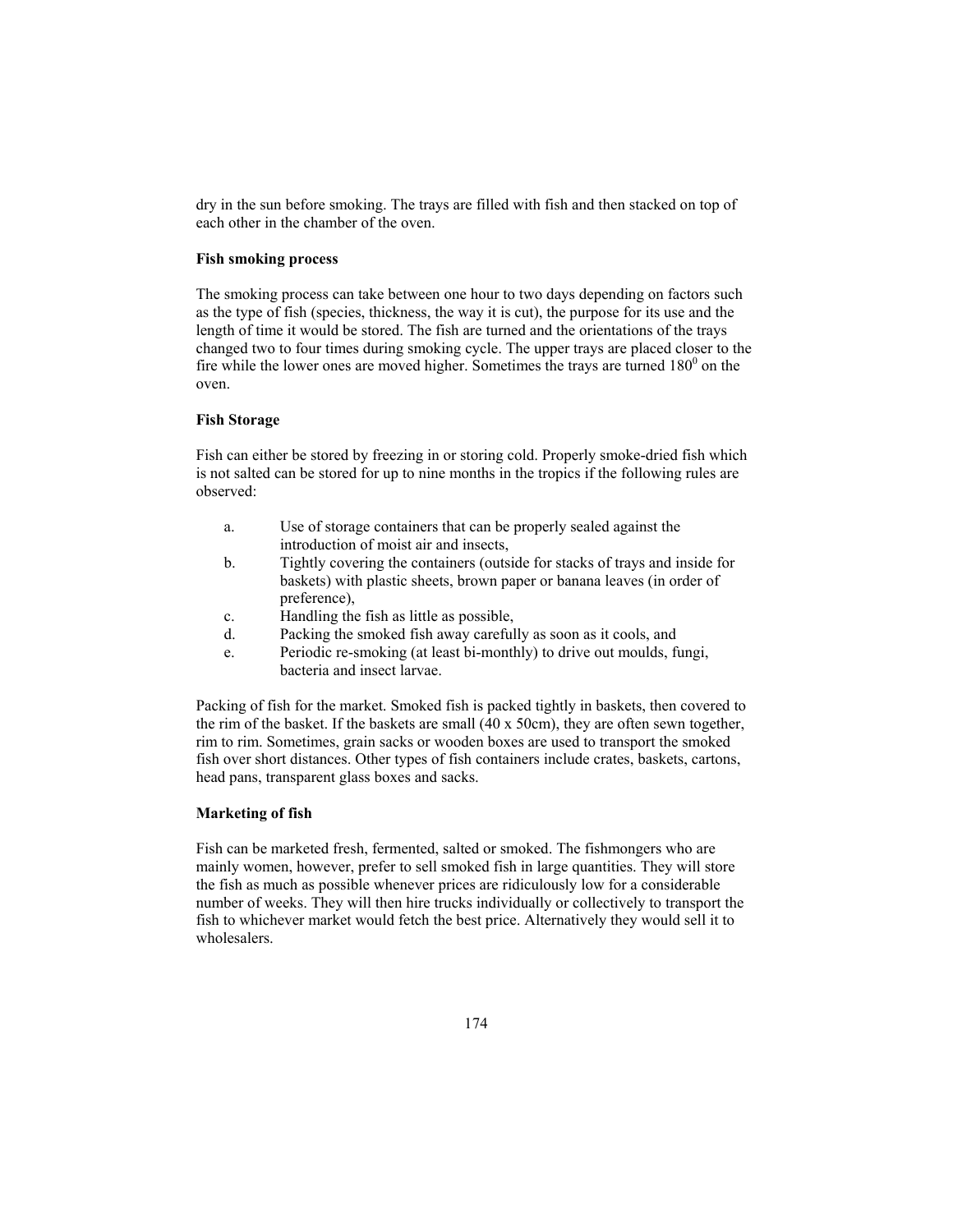dry in the sun before smoking. The trays are filled with fish and then stacked on top of each other in the chamber of the oven.

**Fish smoking process**

The smoking process can take between one hour to two days depending on factors such as the type of fish (species, thickness, the way it is cut), the purpose for its use and the length of time it would be stored. The fish are turned and the orientations of the trays changed two to four times during smoking cycle. The upper trays are placed closer to the fire while the lower ones are moved higher. Sometimes the trays are turned $180^0$ on the oven.

**Fish Storage**

Fish can either be stored by freezing in or storing cold. Properly smoke-dried fish which is not salted can be stored for up to nine months in the tropics if the following rules are observed:

a. Use of storage containers that can be properly sealed against the introduction of moist air and insects,
b. Tightly covering the containers (outside for stacks of trays and inside for baskets) with plastic sheets, brown paper or banana leaves (in order of preference),
c. Handling the fish as little as possible,
d. Packing the smoked fish away carefully as soon as it cools, and
e. Periodic re-smoking (at least bi-monthly) to drive out moulds, fungi, bacteria and insect larvae.

Packing of fish for the market. Smoked fish is packed tightly in baskets, then covered to the rim of the basket. If the baskets are small (40 x 50cm), they are often sewn together, rim to rim. Sometimes, grain sacks or wooden boxes are used to transport the smoked fish over short distances. Other types of fish containers include crates, baskets, cartons, head pans, transparent glass boxes and sacks.

**Marketing of fish**

Fish can be marketed fresh, fermented, salted or smoked. The fishmongers who are mainly women, however, prefer to sell smoked fish in large quantities. They will store the fish as much as possible whenever prices are ridiculously low for a considerable number of weeks. They will then hire trucks individually or collectively to transport the fish to whichever market would fetch the best price. Alternatively they would sell it to wholesalers.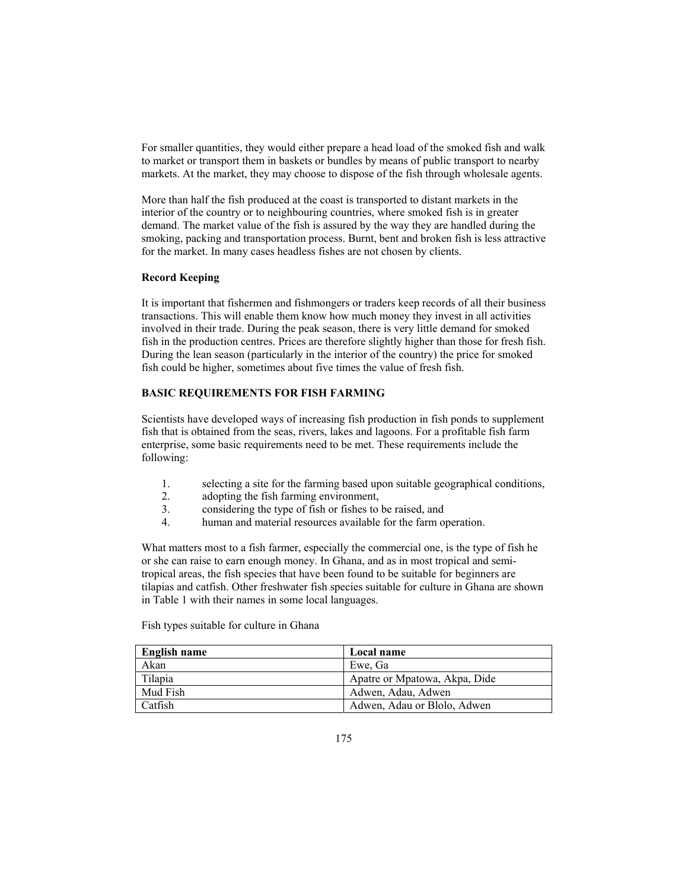For smaller quantities, they would either prepare a head load of the smoked fish and walk to market or transport them in baskets or bundles by means of public transport to nearby markets. At the market, they may choose to dispose of the fish through wholesale agents.

More than half the fish produced at the coast is transported to distant markets in the interior of the country or to neighbouring countries, where smoked fish is in greater demand. The market value of the fish is assured by the way they are handled during the smoking, packing and transportation process. Burnt, bent and broken fish is less attractive for the market. In many cases headless fishes are not chosen by clients.

**Record Keeping**

It is important that fishermen and fishmongers or traders keep records of all their business transactions. This will enable them know how much money they invest in all activities involved in their trade. During the peak season, there is very little demand for smoked fish in the production centres. Prices are therefore slightly higher than those for fresh fish. During the lean season (particularly in the interior of the country) the price for smoked fish could be higher, sometimes about five times the value of fresh fish.

**BASIC REQUIREMENTS FOR FISH FARMING**

Scientists have developed ways of increasing fish production in fish ponds to supplement fish that is obtained from the seas, rivers, lakes and lagoons. For a profitable fish farm enterprise, some basic requirements need to be met. These requirements include the following:

1. selecting a site for the farming based upon suitable geographical conditions,
2. adopting the fish farming environment,
3. considering the type of fish or fishes to be raised, and
4. human and material resources available for the farm operation.

What matters most to a fish farmer, especially the commercial one, is the type of fish he or she can raise to earn enough money. In Ghana, and as in most tropical and semi-tropical areas, the fish species that have been found to be suitable for beginners are tilapias and catfish. Other freshwater fish species suitable for culture in Ghana are shown in Table 1 with their names in some local languages.

Fish types suitable for culture in Ghana

| **English name** | **Local name** |
|---|---|
| Akan | Ewe, Ga |
| Tilapia | Apatre or Mpatowa, Akpa, Dide |
| Mud Fish | Adwen, Adau, Adwen |
| Catfish | Adwen, Adau or Blolo, Adwen |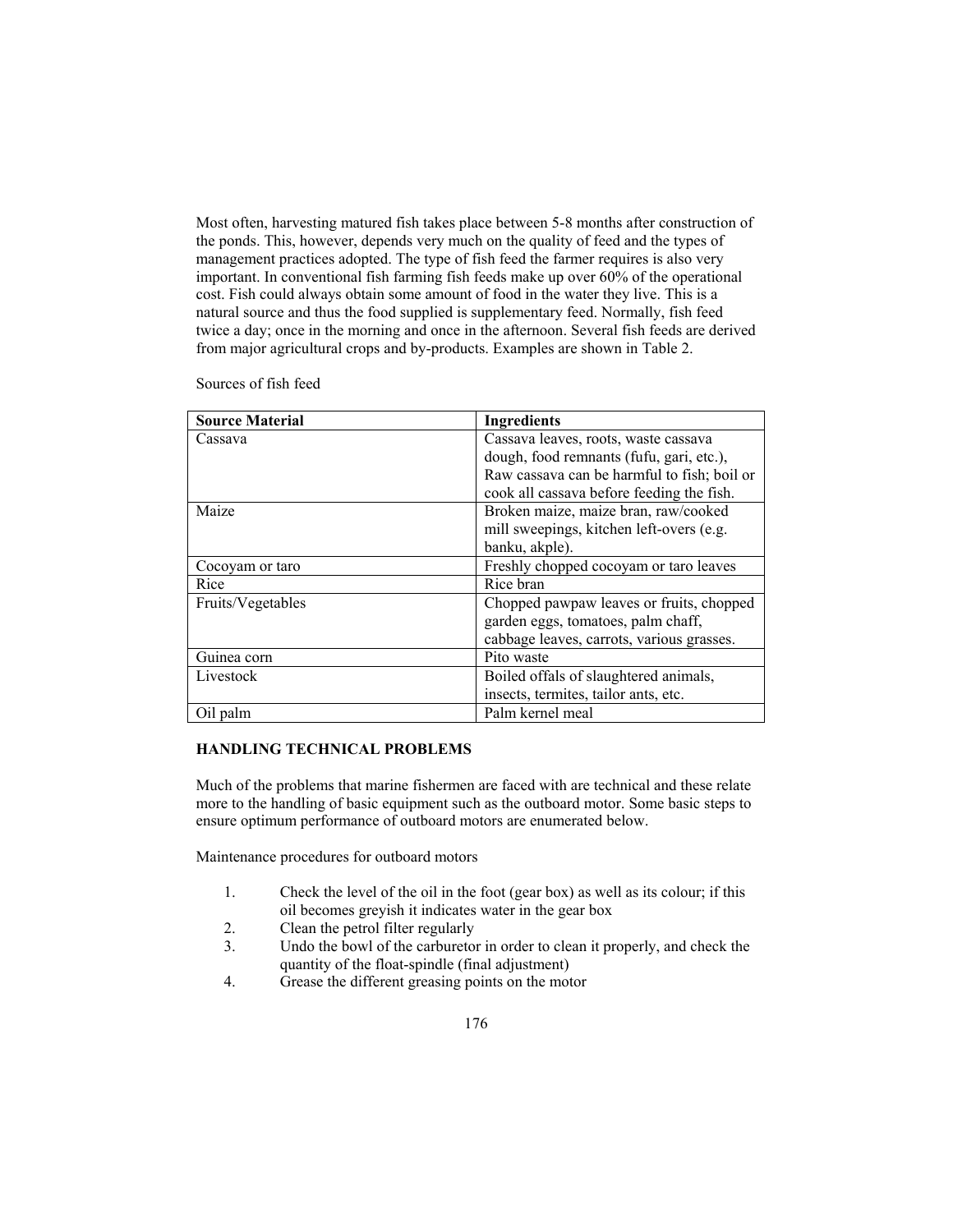Most often, harvesting matured fish takes place between 5-8 months after construction of the ponds. This, however, depends very much on the quality of feed and the types of management practices adopted. The type of fish feed the farmer requires is also very important. In conventional fish farming fish feeds make up over 60% of the operational cost. Fish could always obtain some amount of food in the water they live. This is a natural source and thus the food supplied is supplementary feed. Normally, fish feed twice a day; once in the morning and once in the afternoon. Several fish feeds are derived from major agricultural crops and by-products. Examples are shown in Table 2.

Sources of fish feed

| Source Material | Ingredients |
| --- | --- |
| Cassava | Cassava leaves, roots, waste cassava dough, food remnants (fufu, gari, etc.), Raw cassava can be harmful to fish; boil or cook all cassava before feeding the fish. |
| Maize | Broken maize, maize bran, raw/cooked mill sweepings, kitchen left-overs (e.g. banku, akple). |
| Cocoyam or taro | Freshly chopped cocoyam or taro leaves |
| Rice | Rice bran |
| Fruits/Vegetables | Chopped pawpaw leaves or fruits, chopped garden eggs, tomatoes, palm chaff, cabbage leaves, carrots, various grasses. |
| Guinea corn | Pito waste |
| Livestock | Boiled offals of slaughtered animals, insects, termites, tailor ants, etc. |
| Oil palm | Palm kernel meal |

## HANDLING TECHNICAL PROBLEMS

Much of the problems that marine fishermen are faced with are technical and these relate more to the handling of basic equipment such as the outboard motor. Some basic steps to ensure optimum performance of outboard motors are enumerated below.

Maintenance procedures for outboard motors

1. Check the level of the oil in the foot (gear box) as well as its colour; if this oil becomes greyish it indicates water in the gear box
2. Clean the petrol filter regularly
3. Undo the bowl of the carburetor in order to clean it properly, and check the quantity of the float-spindle (final adjustment)
4. Grease the different greasing points on the motor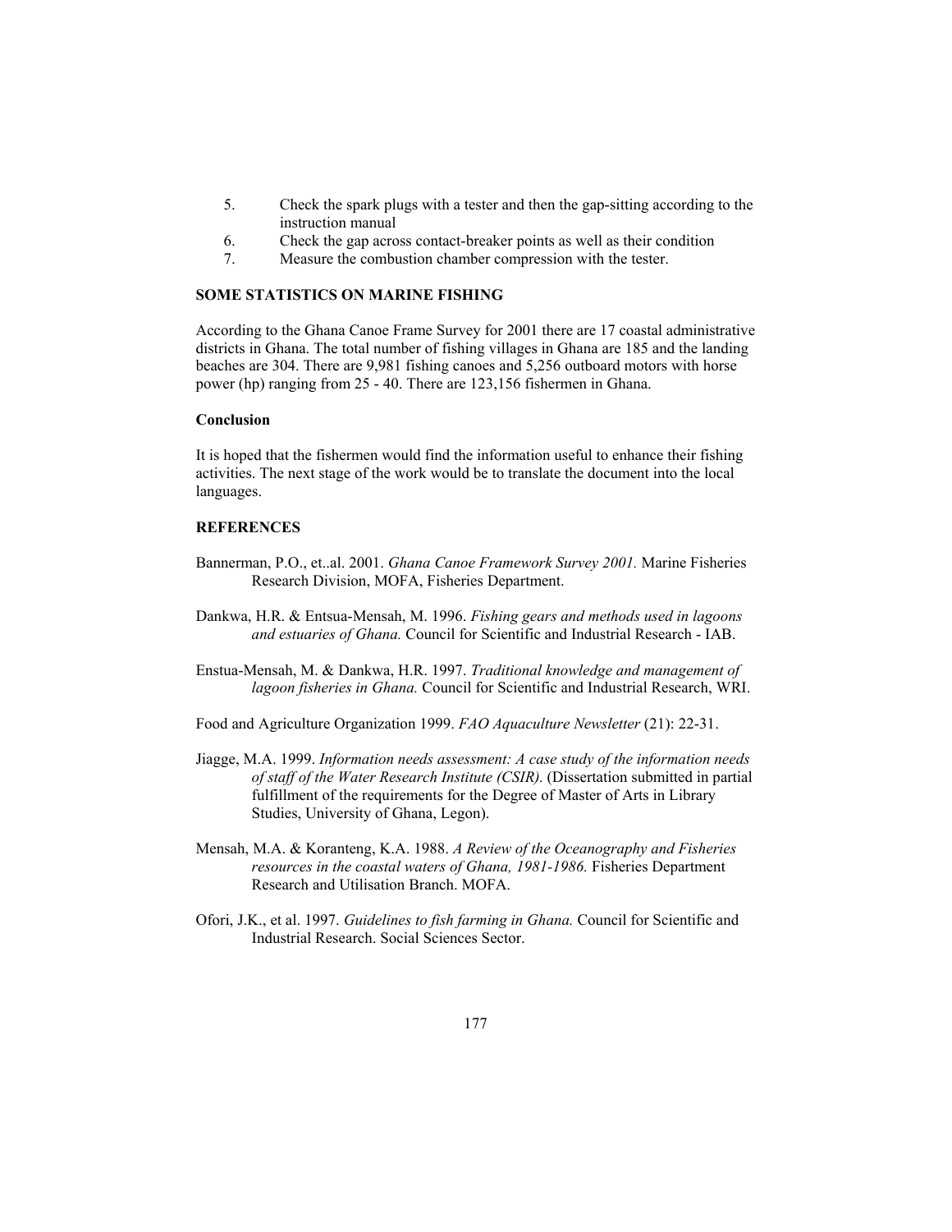5. Check the spark plugs with a tester and then the gap-sitting according to the instruction manual
6. Check the gap across contact-breaker points as well as their condition
7. Measure the combustion chamber compression with the tester.

## SOME STATISTICS ON MARINE FISHING

According to the Ghana Canoe Frame Survey for 2001 there are 17 coastal administrative districts in Ghana. The total number of fishing villages in Ghana are 185 and the landing beaches are 304. There are 9,981 fishing canoes and 5,256 outboard motors with horse power (hp) ranging from 25 - 40. There are 123,156 fishermen in Ghana.

### Conclusion

It is hoped that the fishermen would find the information useful to enhance their fishing activities. The next stage of the work would be to translate the document into the local languages.

## REFERENCES

Bannerman, P.O., et..al. 2001. *Ghana Canoe Framework Survey 2001.* Marine Fisheries Research Division, MOFA, Fisheries Department.

Dankwa, H.R. & Entsua-Mensah, M. 1996. *Fishing gears and methods used in lagoons and estuaries of Ghana.* Council for Scientific and Industrial Research - IAB.

Enstua-Mensah, M. & Dankwa, H.R. 1997. *Traditional knowledge and management of lagoon fisheries in Ghana.* Council for Scientific and Industrial Research, WRI.

Food and Agriculture Organization 1999. *FAO Aquaculture Newsletter* (21): 22-31.

Jiagge, M.A. 1999. *Information needs assessment: A case study of the information needs of staff of the Water Research Institute (CSIR).* (Dissertation submitted in partial fulfillment of the requirements for the Degree of Master of Arts in Library Studies, University of Ghana, Legon).

Mensah, M.A. & Koranteng, K.A. 1988. *A Review of the Oceanography and Fisheries resources in the coastal waters of Ghana, 1981-1986.* Fisheries Department Research and Utilisation Branch. MOFA.

Ofori, J.K., et al. 1997. *Guidelines to fish farming in Ghana.* Council for Scientific and Industrial Research. Social Sciences Sector.